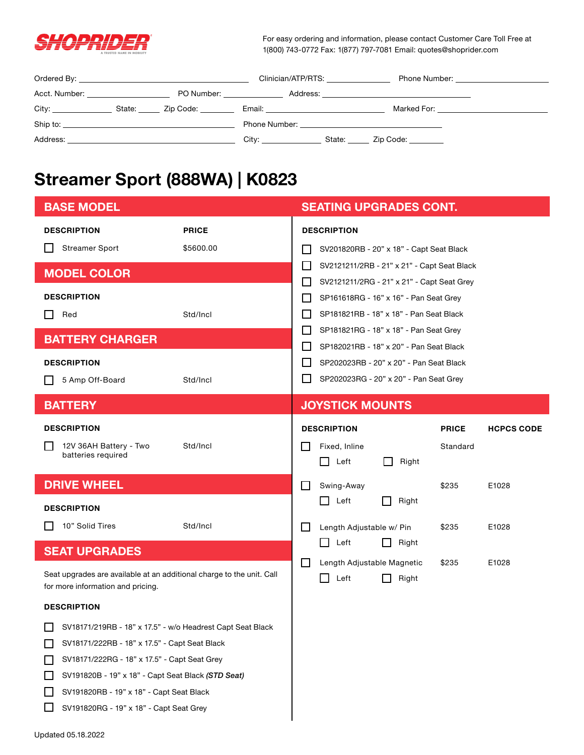SHOPRIDER

For easy ordering and information, please contact Customer Care Toll Free at 1(800) 743-0772 Fax: 1(877) 797-7081 Email: quotes@shoprider.com

Ordered By: ____________________ Clinician/ATP/RTS: ____________ Phone Number: ____________

Acct. Number: ____________ PO Number: ____________ Address: ____________________

City: ____________ State: _____ Zip Code: ________ Email: ____________________ Marked For: ____________

Ship to: ____________________ Phone Number: ____________________

Address: ____________________ City: ____________ State: _____ Zip Code: ________

# Streamer Sport (888WA) | K0823

## BASE MODEL

| DESCRIPTION | PRICE |
|---|---|
| ☐ Streamer Sport | $5600.00 |

## MODEL COLOR

| DESCRIPTION | |
|---|---|
| ☐ Red | Std/Incl |

## BATTERY CHARGER

| DESCRIPTION | |
|---|---|
| ☐ 5 Amp Off-Board | Std/Incl |

## BATTERY

| DESCRIPTION | |
|---|---|
| ☐ 12V 36AH Battery - Two batteries required | Std/Incl |

## DRIVE WHEEL

| DESCRIPTION | |
|---|---|
| ☐ 10" Solid Tires | Std/Incl |

## SEAT UPGRADES

Seat upgrades are available at an additional charge to the unit. Call for more information and pricing.

**DESCRIPTION**

- ☐ SV18171/219RB - 18" x 17.5" - w/o Headrest Capt Seat Black
- ☐ SV18171/222RB - 18" x 17.5" - Capt Seat Black
- ☐ SV18171/222RG - 18" x 17.5" - Capt Seat Grey
- ☐ SV191820B - 19" x 18" - Capt Seat Black ***(STD Seat)***
- ☐ SV191820RB - 19" x 18" - Capt Seat Black
- ☐ SV191820RG - 19" x 18" - Capt Seat Grey

## SEATING UPGRADES CONT.

**DESCRIPTION**

- ☐ SV201820RB - 20" x 18" - Capt Seat Black
- ☐ SV2121211/2RB - 21" x 21" - Capt Seat Black
- ☐ SV2121211/2RG - 21" x 21" - Capt Seat Grey
- ☐ SP161618RG - 16" x 16" - Pan Seat Grey
- ☐ SP181821RB - 18" x 18" - Pan Seat Black
- ☐ SP181821RG - 18" x 18" - Pan Seat Grey
- ☐ SP182021RB - 18" x 20" - Pan Seat Black
- ☐ SP202023RB - 20" x 20" - Pan Seat Black
- ☐ SP202023RG - 20" x 20" - Pan Seat Grey

## JOYSTICK MOUNTS

| DESCRIPTION | PRICE | HCPCS CODE |
|---|---|---|
| ☐ Fixed, Inline (☐ Left ☐ Right) | Standard | |
| ☐ Swing-Away (☐ Left ☐ Right) | $235 | E1028 |
| ☐ Length Adjustable w/ Pin (☐ Left ☐ Right) | $235 | E1028 |
| ☐ Length Adjustable Magnetic (☐ Left ☐ Right) | $235 | E1028 |

Updated 05.18.2022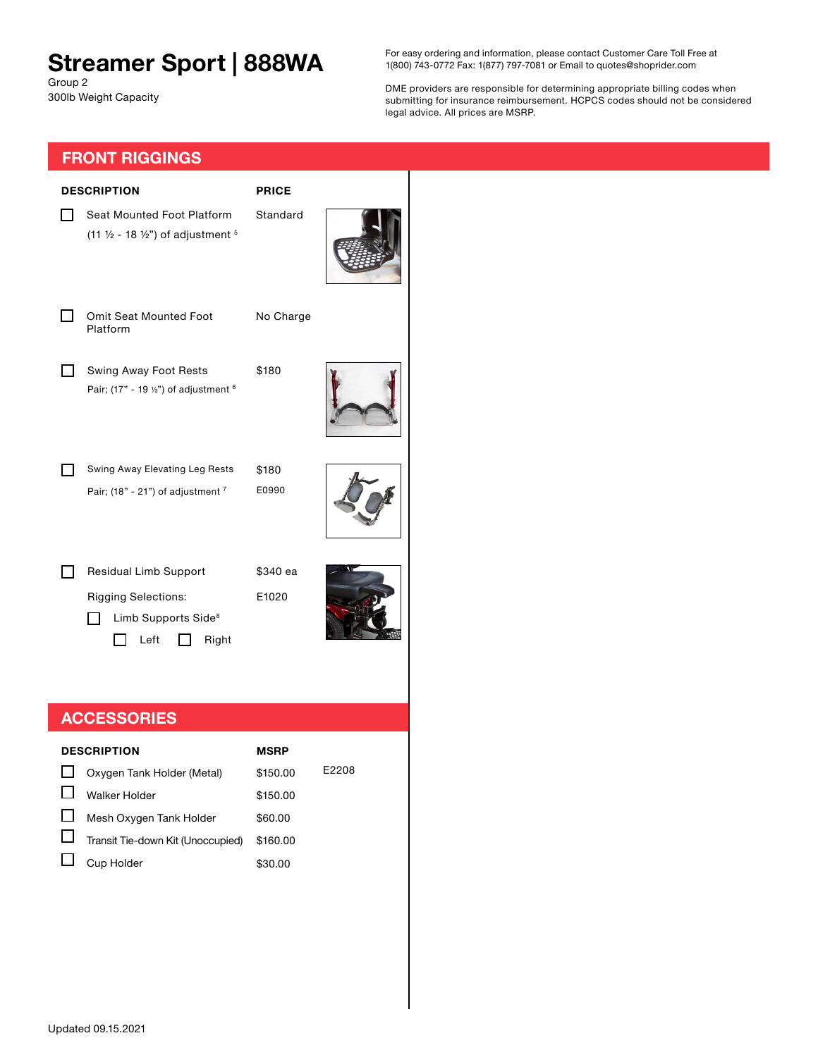# Streamer Sport | 888WA

Group 2
300lb Weight Capacity

For easy ordering and information, please contact Customer Care Toll Free at 1(800) 743-0772 Fax: 1(877) 797-7081 or Email to quotes@shoprider.com

DME providers are responsible for determining appropriate billing codes when submitting for insurance reimbursement. HCPCS codes should not be considered legal advice. All prices are MSRP.

## FRONT RIGGINGS

| DESCRIPTION | PRICE |
|---|---|
| ☐ Seat Mounted Foot Platform (11 ½ - 18 ½") of adjustment [5] | Standard |
| ☐ Omit Seat Mounted Foot Platform | No Charge |
| ☐ Swing Away Foot Rests Pair; (17" - 19 ½") of adjustment [6] | $180 |
| ☐ Swing Away Elevating Leg Rests Pair; (18" - 21") of adjustment [7] | $180 E0990 |
| ☐ Residual Limb Support<br>Rigging Selections:<br>☐ Limb Supports Side[8]<br>☐ Left ☐ Right | $340 ea E1020 |

## ACCESSORIES

| DESCRIPTION | MSRP | |
|---|---|---|
| ☐ Oxygen Tank Holder (Metal) | $150.00 | E2208 |
| ☐ Walker Holder | $150.00 | |
| ☐ Mesh Oxygen Tank Holder | $60.00 | |
| ☐ Transit Tie-down Kit (Unoccupied) | $160.00 | |
| ☐ Cup Holder | $30.00 | |

Updated 09.15.2021